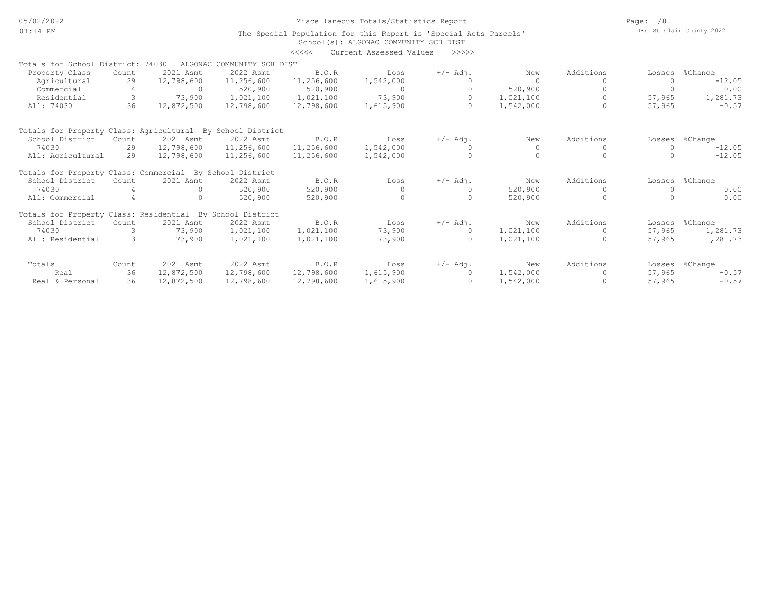# Miscellaneous Totals/Statistics Report

05/02/2022
01:14 PM

DB: St Clair County 2022

The Special Population for this Report is 'Special Acts Parcels'
School(s): ALGONAC COMMUNITY SCH DIST

<<<<< Current Assessed Values >>>>>

**Totals for School District: 74030 ALGONAC COMMUNITY SCH DIST**

| Property Class | Count | 2021 Asmt | 2022 Asmt | B.O.R | Loss | +/- Adj. | New | Additions | Losses | %Change |
|---|---|---|---|---|---|---|---|---|---|---|
| Agricultural | 29 | 12,798,600 | 11,256,600 | 11,256,600 | 1,542,000 | 0 | 0 | 0 | 0 | -12.05 |
| Commercial | 4 | 0 | 520,900 | 520,900 | 0 | 0 | 520,900 | 0 | 0 | 0.00 |
| Residential | 3 | 73,900 | 1,021,100 | 1,021,100 | 73,900 | 0 | 1,021,100 | 0 | 57,965 | 1,281.73 |
| All: 74030 | 36 | 12,872,500 | 12,798,600 | 12,798,600 | 1,615,900 | 0 | 1,542,000 | 0 | 57,965 | -0.57 |

**Totals for Property Class: Agricultural By School District**

| School District | Count | 2021 Asmt | 2022 Asmt | B.O.R | Loss | +/- Adj. | New | Additions | Losses | %Change |
|---|---|---|---|---|---|---|---|---|---|---|
| 74030 | 29 | 12,798,600 | 11,256,600 | 11,256,600 | 1,542,000 | 0 | 0 | 0 | 0 | -12.05 |
| All: Agricultural | 29 | 12,798,600 | 11,256,600 | 11,256,600 | 1,542,000 | 0 | 0 | 0 | 0 | -12.05 |

**Totals for Property Class: Commercial By School District**

| School District | Count | 2021 Asmt | 2022 Asmt | B.O.R | Loss | +/- Adj. | New | Additions | Losses | %Change |
|---|---|---|---|---|---|---|---|---|---|---|
| 74030 | 4 | 0 | 520,900 | 520,900 | 0 | 0 | 520,900 | 0 | 0 | 0.00 |
| All: Commercial | 4 | 0 | 520,900 | 520,900 | 0 | 0 | 520,900 | 0 | 0 | 0.00 |

**Totals for Property Class: Residential By School District**

| School District | Count | 2021 Asmt | 2022 Asmt | B.O.R | Loss | +/- Adj. | New | Additions | Losses | %Change |
|---|---|---|---|---|---|---|---|---|---|---|
| 74030 | 3 | 73,900 | 1,021,100 | 1,021,100 | 73,900 | 0 | 1,021,100 | 0 | 57,965 | 1,281.73 |
| All: Residential | 3 | 73,900 | 1,021,100 | 1,021,100 | 73,900 | 0 | 1,021,100 | 0 | 57,965 | 1,281.73 |

| Totals | Count | 2021 Asmt | 2022 Asmt | B.O.R | Loss | +/- Adj. | New | Additions | Losses | %Change |
|---|---|---|---|---|---|---|---|---|---|---|
| Real | 36 | 12,872,500 | 12,798,600 | 12,798,600 | 1,615,900 | 0 | 1,542,000 | 0 | 57,965 | -0.57 |
| Real & Personal | 36 | 12,872,500 | 12,798,600 | 12,798,600 | 1,615,900 | 0 | 1,542,000 | 0 | 57,965 | -0.57 |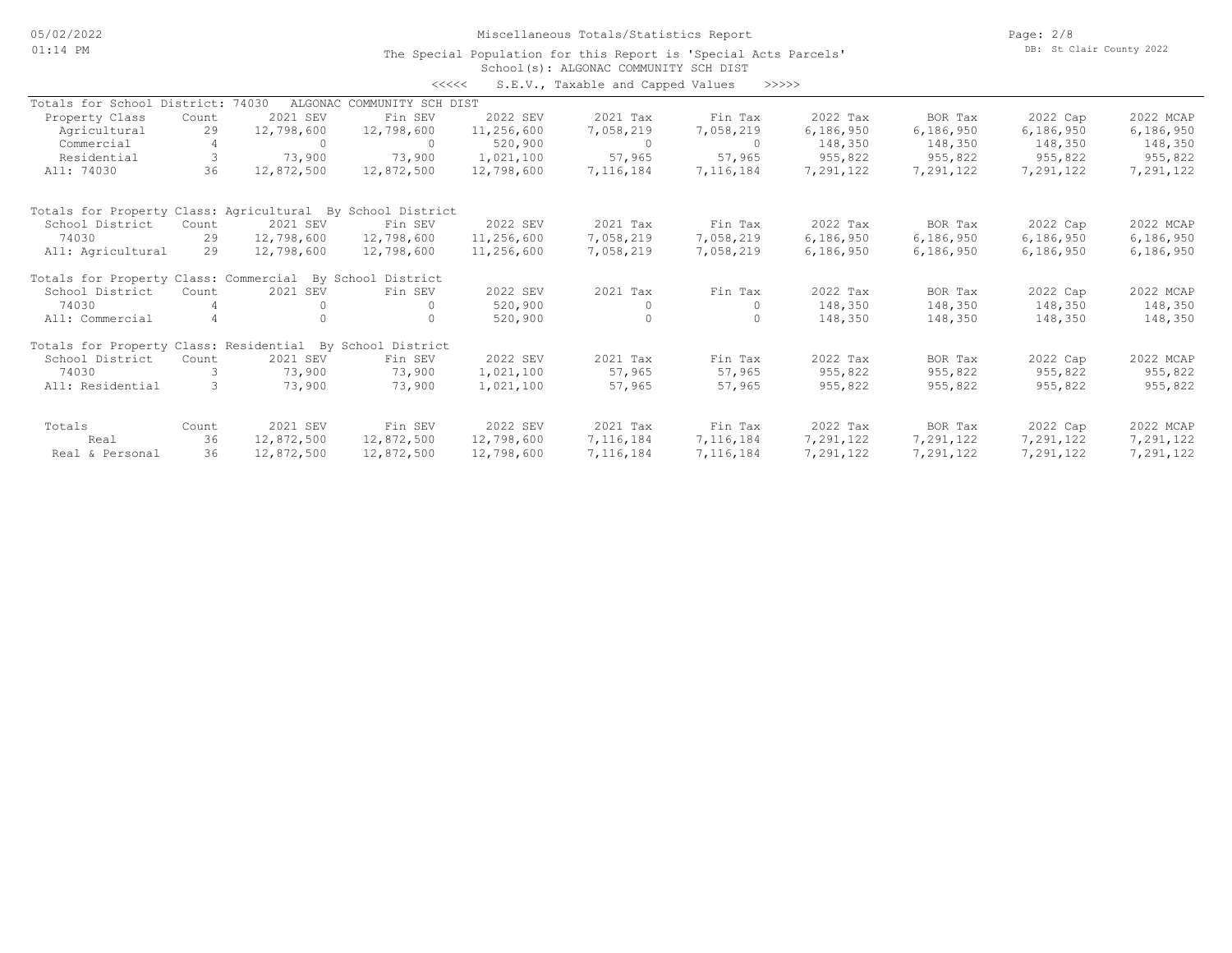# Miscellaneous Totals/Statistics Report

The Special Population for this Report is 'Special Acts Parcels'

School(s): ALGONAC COMMUNITY SCH DIST

<<<<< S.E.V., Taxable and Capped Values >>>>>

### Totals for School District: 74030 ALGONAC COMMUNITY SCH DIST

| Property Class | Count | 2021 SEV | Fin SEV | 2022 SEV | 2021 Tax | Fin Tax | 2022 Tax | BOR Tax | 2022 Cap | 2022 MCAP |
|---|---|---|---|---|---|---|---|---|---|---|
| Agricultural | 29 | 12,798,600 | 12,798,600 | 11,256,600 | 7,058,219 | 7,058,219 | 6,186,950 | 6,186,950 | 6,186,950 | 6,186,950 |
| Commercial | 4 | 0 | 0 | 520,900 | 0 | 0 | 148,350 | 148,350 | 148,350 | 148,350 |
| Residential | 3 | 73,900 | 73,900 | 1,021,100 | 57,965 | 57,965 | 955,822 | 955,822 | 955,822 | 955,822 |
| All: 74030 | 36 | 12,872,500 | 12,872,500 | 12,798,600 | 7,116,184 | 7,116,184 | 7,291,122 | 7,291,122 | 7,291,122 | 7,291,122 |

### Totals for Property Class: Agricultural By School District

| School District | Count | 2021 SEV | Fin SEV | 2022 SEV | 2021 Tax | Fin Tax | 2022 Tax | BOR Tax | 2022 Cap | 2022 MCAP |
|---|---|---|---|---|---|---|---|---|---|---|
| 74030 | 29 | 12,798,600 | 12,798,600 | 11,256,600 | 7,058,219 | 7,058,219 | 6,186,950 | 6,186,950 | 6,186,950 | 6,186,950 |
| All: Agricultural | 29 | 12,798,600 | 12,798,600 | 11,256,600 | 7,058,219 | 7,058,219 | 6,186,950 | 6,186,950 | 6,186,950 | 6,186,950 |

### Totals for Property Class: Commercial By School District

| School District | Count | 2021 SEV | Fin SEV | 2022 SEV | 2021 Tax | Fin Tax | 2022 Tax | BOR Tax | 2022 Cap | 2022 MCAP |
|---|---|---|---|---|---|---|---|---|---|---|
| 74030 | 4 | 0 | 0 | 520,900 | 0 | 0 | 148,350 | 148,350 | 148,350 | 148,350 |
| All: Commercial | 4 | 0 | 0 | 520,900 | 0 | 0 | 148,350 | 148,350 | 148,350 | 148,350 |

### Totals for Property Class: Residential By School District

| School District | Count | 2021 SEV | Fin SEV | 2022 SEV | 2021 Tax | Fin Tax | 2022 Tax | BOR Tax | 2022 Cap | 2022 MCAP |
|---|---|---|---|---|---|---|---|---|---|---|
| 74030 | 3 | 73,900 | 73,900 | 1,021,100 | 57,965 | 57,965 | 955,822 | 955,822 | 955,822 | 955,822 |
| All: Residential | 3 | 73,900 | 73,900 | 1,021,100 | 57,965 | 57,965 | 955,822 | 955,822 | 955,822 | 955,822 |

### Totals

| Totals | Count | 2021 SEV | Fin SEV | 2022 SEV | 2021 Tax | Fin Tax | 2022 Tax | BOR Tax | 2022 Cap | 2022 MCAP |
|---|---|---|---|---|---|---|---|---|---|---|
| Real | 36 | 12,872,500 | 12,872,500 | 12,798,600 | 7,116,184 | 7,116,184 | 7,291,122 | 7,291,122 | 7,291,122 | 7,291,122 |
| Real & Personal | 36 | 12,872,500 | 12,872,500 | 12,798,600 | 7,116,184 | 7,116,184 | 7,291,122 | 7,291,122 | 7,291,122 | 7,291,122 |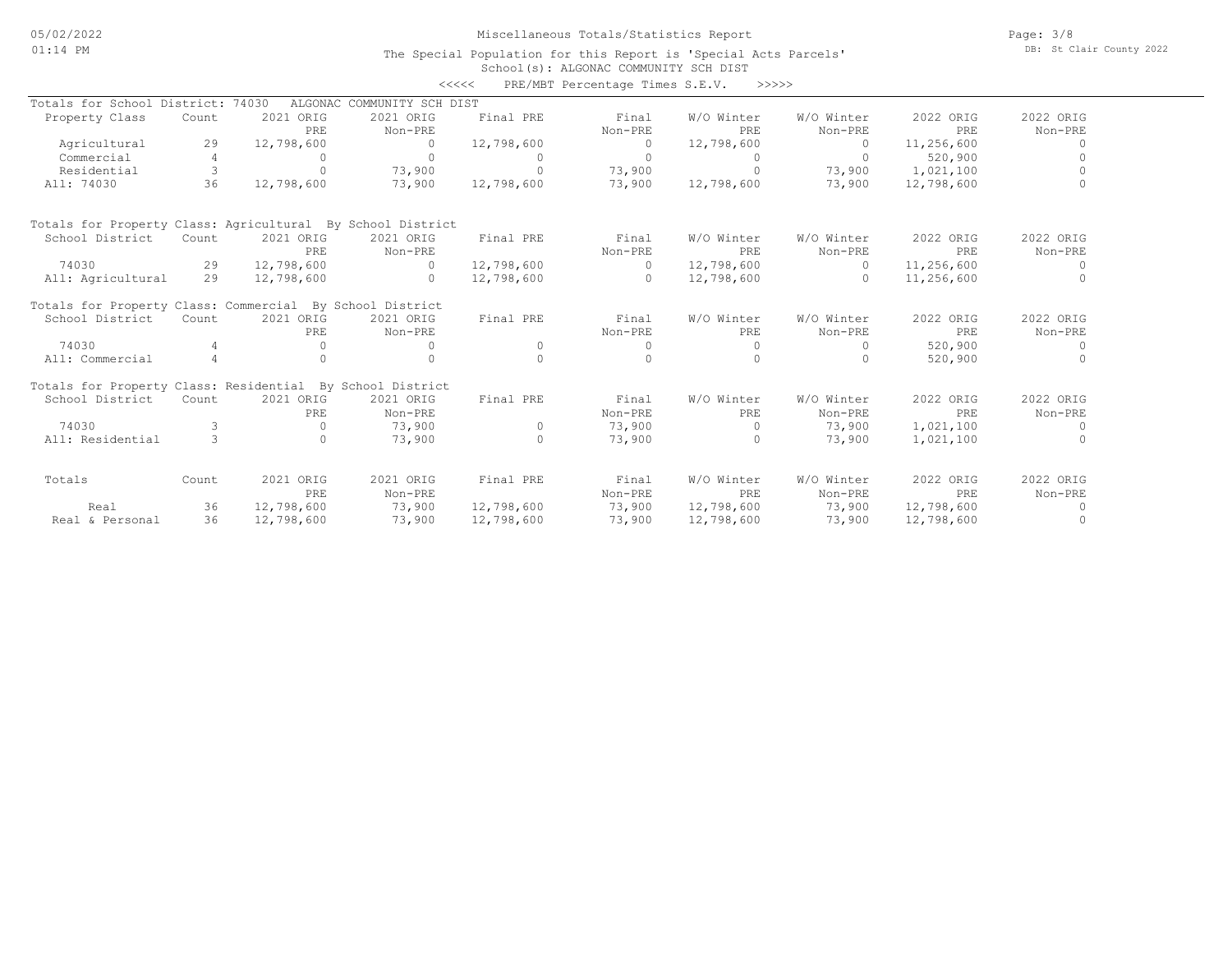Miscellaneous Totals/Statistics Report

The Special Population for this Report is 'Special Acts Parcels'

School(s): ALGONAC COMMUNITY SCH DIST

<<<<< PRE/MBT Percentage Times S.E.V. >>>>>

**Totals for School District: 74030 ALGONAC COMMUNITY SCH DIST**

| Property Class | Count | 2021 ORIG PRE | 2021 ORIG Non-PRE | Final PRE | Final Non-PRE | W/O Winter PRE | W/O Winter Non-PRE | 2022 ORIG PRE | 2022 ORIG Non-PRE |
|---|---|---|---|---|---|---|---|---|---|
| Agricultural | 29 | 12,798,600 | 0 | 12,798,600 | 0 | 12,798,600 | 0 | 11,256,600 | 0 |
| Commercial | 4 | 0 | 0 | 0 | 0 | 0 | 0 | 520,900 | 0 |
| Residential | 3 | 0 | 73,900 | 0 | 73,900 | 0 | 73,900 | 1,021,100 | 0 |
| All: 74030 | 36 | 12,798,600 | 73,900 | 12,798,600 | 73,900 | 12,798,600 | 73,900 | 12,798,600 | 0 |

**Totals for Property Class: Agricultural By School District**

| School District | Count | 2021 ORIG PRE | 2021 ORIG Non-PRE | Final PRE | Final Non-PRE | W/O Winter PRE | W/O Winter Non-PRE | 2022 ORIG PRE | 2022 ORIG Non-PRE |
|---|---|---|---|---|---|---|---|---|---|
| 74030 | 29 | 12,798,600 | 0 | 12,798,600 | 0 | 12,798,600 | 0 | 11,256,600 | 0 |
| All: Agricultural | 29 | 12,798,600 | 0 | 12,798,600 | 0 | 12,798,600 | 0 | 11,256,600 | 0 |

**Totals for Property Class: Commercial By School District**

| School District | Count | 2021 ORIG PRE | 2021 ORIG Non-PRE | Final PRE | Final Non-PRE | W/O Winter PRE | W/O Winter Non-PRE | 2022 ORIG PRE | 2022 ORIG Non-PRE |
|---|---|---|---|---|---|---|---|---|---|
| 74030 | 4 | 0 | 0 | 0 | 0 | 0 | 0 | 520,900 | 0 |
| All: Commercial | 4 | 0 | 0 | 0 | 0 | 0 | 0 | 520,900 | 0 |

**Totals for Property Class: Residential By School District**

| School District | Count | 2021 ORIG PRE | 2021 ORIG Non-PRE | Final PRE | Final Non-PRE | W/O Winter PRE | W/O Winter Non-PRE | 2022 ORIG PRE | 2022 ORIG Non-PRE |
|---|---|---|---|---|---|---|---|---|---|
| 74030 | 3 | 0 | 73,900 | 0 | 73,900 | 0 | 73,900 | 1,021,100 | 0 |
| All: Residential | 3 | 0 | 73,900 | 0 | 73,900 | 0 | 73,900 | 1,021,100 | 0 |

| Totals | Count | 2021 ORIG PRE | 2021 ORIG Non-PRE | Final PRE | Final Non-PRE | W/O Winter PRE | W/O Winter Non-PRE | 2022 ORIG PRE | 2022 ORIG Non-PRE |
|---|---|---|---|---|---|---|---|---|---|
| Real | 36 | 12,798,600 | 73,900 | 12,798,600 | 73,900 | 12,798,600 | 73,900 | 12,798,600 | 0 |
| Real & Personal | 36 | 12,798,600 | 73,900 | 12,798,600 | 73,900 | 12,798,600 | 73,900 | 12,798,600 | 0 |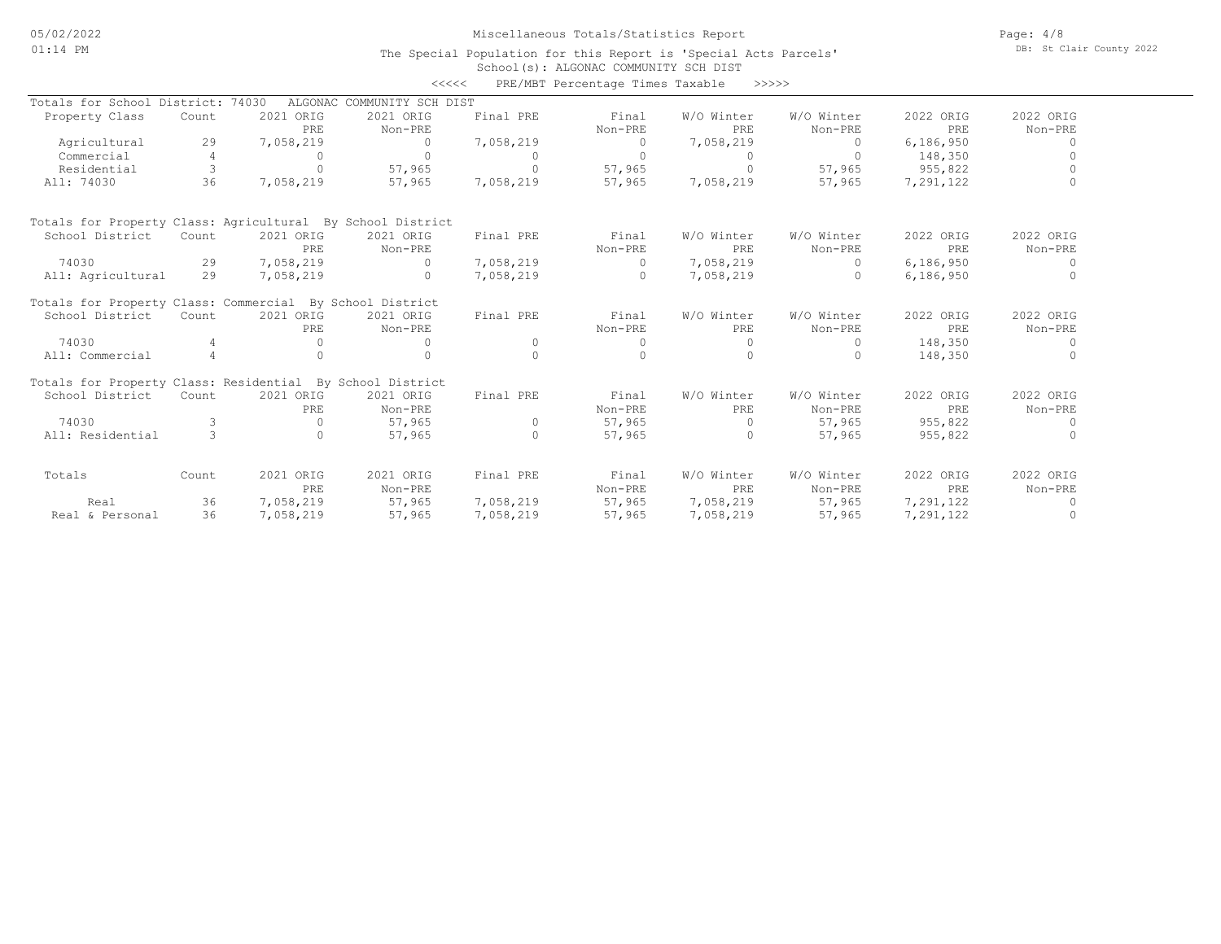Miscellaneous Totals/Statistics Report

The Special Population for this Report is 'Special Acts Parcels'

School(s): ALGONAC COMMUNITY SCH DIST

<<<<< PRE/MBT Percentage Times Taxable >>>>>

Totals for School District: 74030 ALGONAC COMMUNITY SCH DIST

| Property Class | Count | 2021 ORIG PRE | 2021 ORIG Non-PRE | Final PRE | Final Non-PRE | W/O Winter PRE | W/O Winter Non-PRE | 2022 ORIG PRE | 2022 ORIG Non-PRE |
|---|---|---|---|---|---|---|---|---|---|
| Agricultural | 29 | 7,058,219 | 0 | 7,058,219 | 0 | 7,058,219 | 0 | 6,186,950 | 0 |
| Commercial | 4 | 0 | 0 | 0 | 0 | 0 | 0 | 148,350 | 0 |
| Residential | 3 | 0 | 57,965 | 0 | 57,965 | 0 | 57,965 | 955,822 | 0 |
| All: 74030 | 36 | 7,058,219 | 57,965 | 7,058,219 | 57,965 | 7,058,219 | 57,965 | 7,291,122 | 0 |

Totals for Property Class: Agricultural By School District

| School District | Count | 2021 ORIG PRE | 2021 ORIG Non-PRE | Final PRE | Final Non-PRE | W/O Winter PRE | W/O Winter Non-PRE | 2022 ORIG PRE | 2022 ORIG Non-PRE |
|---|---|---|---|---|---|---|---|---|---|
| 74030 | 29 | 7,058,219 | 0 | 7,058,219 | 0 | 7,058,219 | 0 | 6,186,950 | 0 |
| All: Agricultural | 29 | 7,058,219 | 0 | 7,058,219 | 0 | 7,058,219 | 0 | 6,186,950 | 0 |

Totals for Property Class: Commercial By School District

| School District | Count | 2021 ORIG PRE | 2021 ORIG Non-PRE | Final PRE | Final Non-PRE | W/O Winter PRE | W/O Winter Non-PRE | 2022 ORIG PRE | 2022 ORIG Non-PRE |
|---|---|---|---|---|---|---|---|---|---|
| 74030 | 4 | 0 | 0 | 0 | 0 | 0 | 0 | 148,350 | 0 |
| All: Commercial | 4 | 0 | 0 | 0 | 0 | 0 | 0 | 148,350 | 0 |

Totals for Property Class: Residential By School District

| School District | Count | 2021 ORIG PRE | 2021 ORIG Non-PRE | Final PRE | Final Non-PRE | W/O Winter PRE | W/O Winter Non-PRE | 2022 ORIG PRE | 2022 ORIG Non-PRE |
|---|---|---|---|---|---|---|---|---|---|
| 74030 | 3 | 0 | 57,965 | 0 | 57,965 | 0 | 57,965 | 955,822 | 0 |
| All: Residential | 3 | 0 | 57,965 | 0 | 57,965 | 0 | 57,965 | 955,822 | 0 |

| Totals | Count | 2021 ORIG PRE | 2021 ORIG Non-PRE | Final PRE | Final Non-PRE | W/O Winter PRE | W/O Winter Non-PRE | 2022 ORIG PRE | 2022 ORIG Non-PRE |
|---|---|---|---|---|---|---|---|---|---|
| Real | 36 | 7,058,219 | 57,965 | 7,058,219 | 57,965 | 7,058,219 | 57,965 | 7,291,122 | 0 |
| Real & Personal | 36 | 7,058,219 | 57,965 | 7,058,219 | 57,965 | 7,058,219 | 57,965 | 7,291,122 | 0 |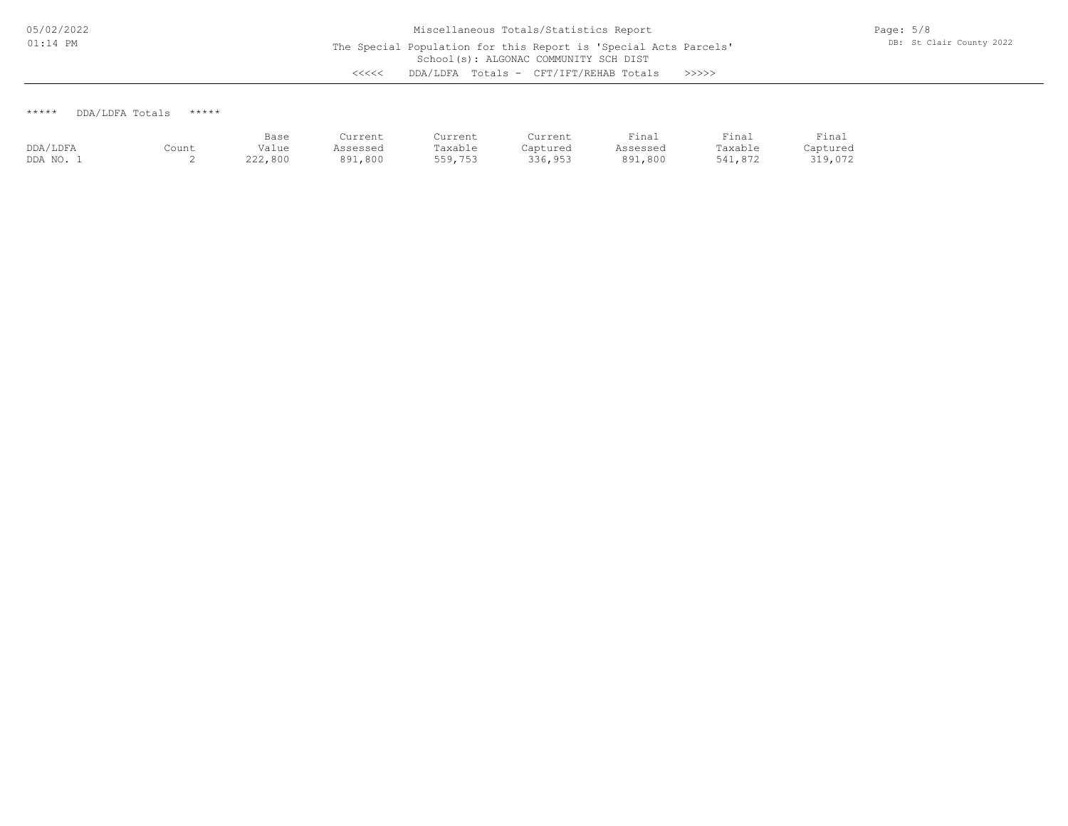Miscellaneous Totals/Statistics Report

The Special Population for this Report is 'Special Acts Parcels'

School(s): ALGONAC COMMUNITY SCH DIST

<<<<< DDA/LDFA Totals - CFT/IFT/REHAB Totals >>>>>

***** DDA/LDFA Totals *****

| DDA/LDFA | Count | Base Value | Current Assessed | Current Taxable | Current Captured | Final Assessed | Final Taxable | Final Captured |
|---|---|---|---|---|---|---|---|---|
| DDA NO. 1 | 2 | 222,800 | 891,800 | 559,753 | 336,953 | 891,800 | 541,872 | 319,072 |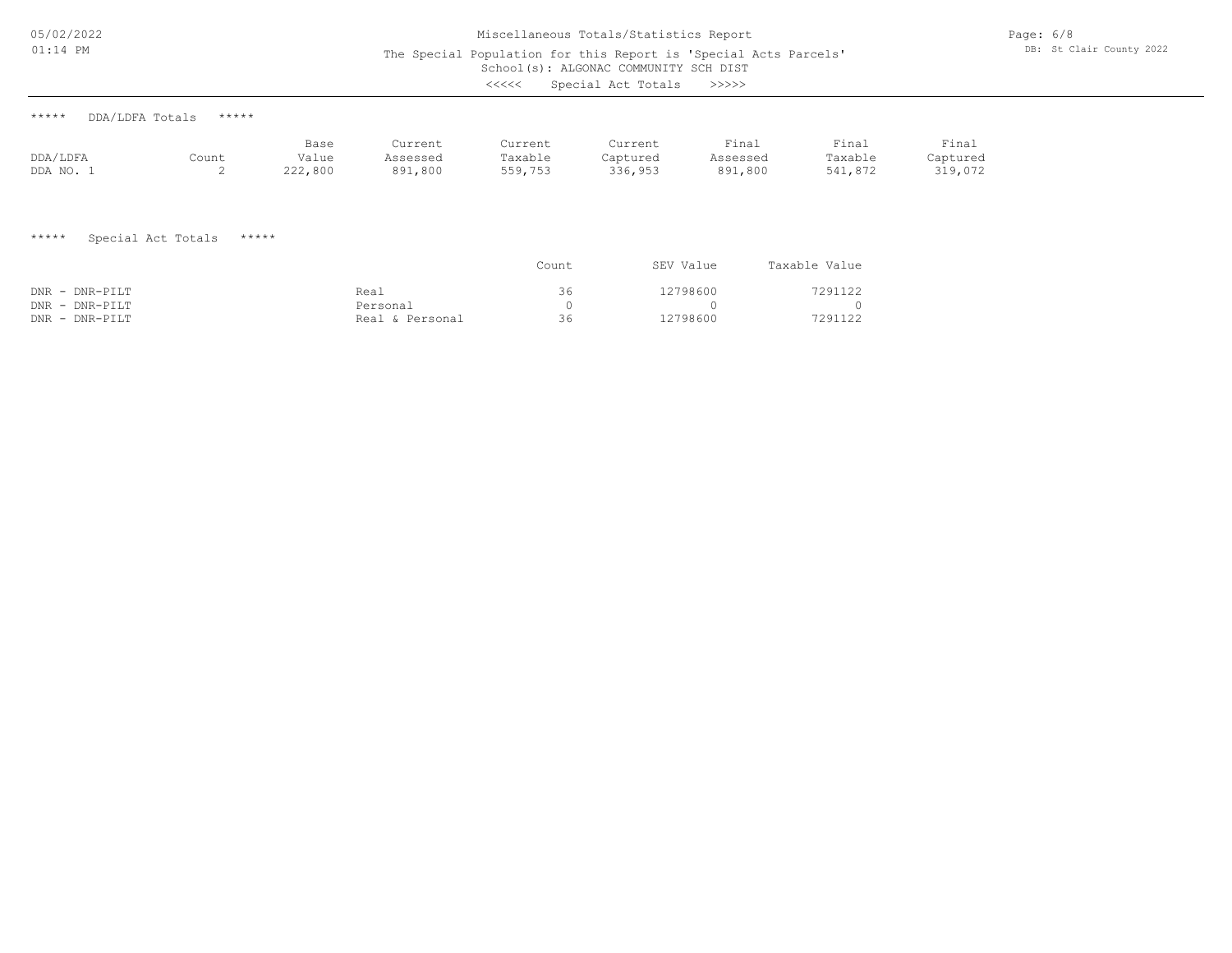# Miscellaneous Totals/Statistics Report

The Special Population for this Report is 'Special Acts Parcels'

School(s): ALGONAC COMMUNITY SCH DIST

<<<<< Special Act Totals >>>>>

***** DDA/LDFA Totals *****

| DDA/LDFA | Count | Base Value | Current Assessed | Current Taxable | Current Captured | Final Assessed | Final Taxable | Final Captured |
|---|---|---|---|---|---|---|---|---|
| DDA NO. 1 | 2 | 222,800 | 891,800 | 559,753 | 336,953 | 891,800 | 541,872 | 319,072 |

***** Special Act Totals *****

| | | Count | SEV Value | Taxable Value |
|---|---|---|---|---|
| DNR - DNR-PILT | Real | 36 | 12798600 | 7291122 |
| DNR - DNR-PILT | Personal | 0 | 0 | 0 |
| DNR - DNR-PILT | Real & Personal | 36 | 12798600 | 7291122 |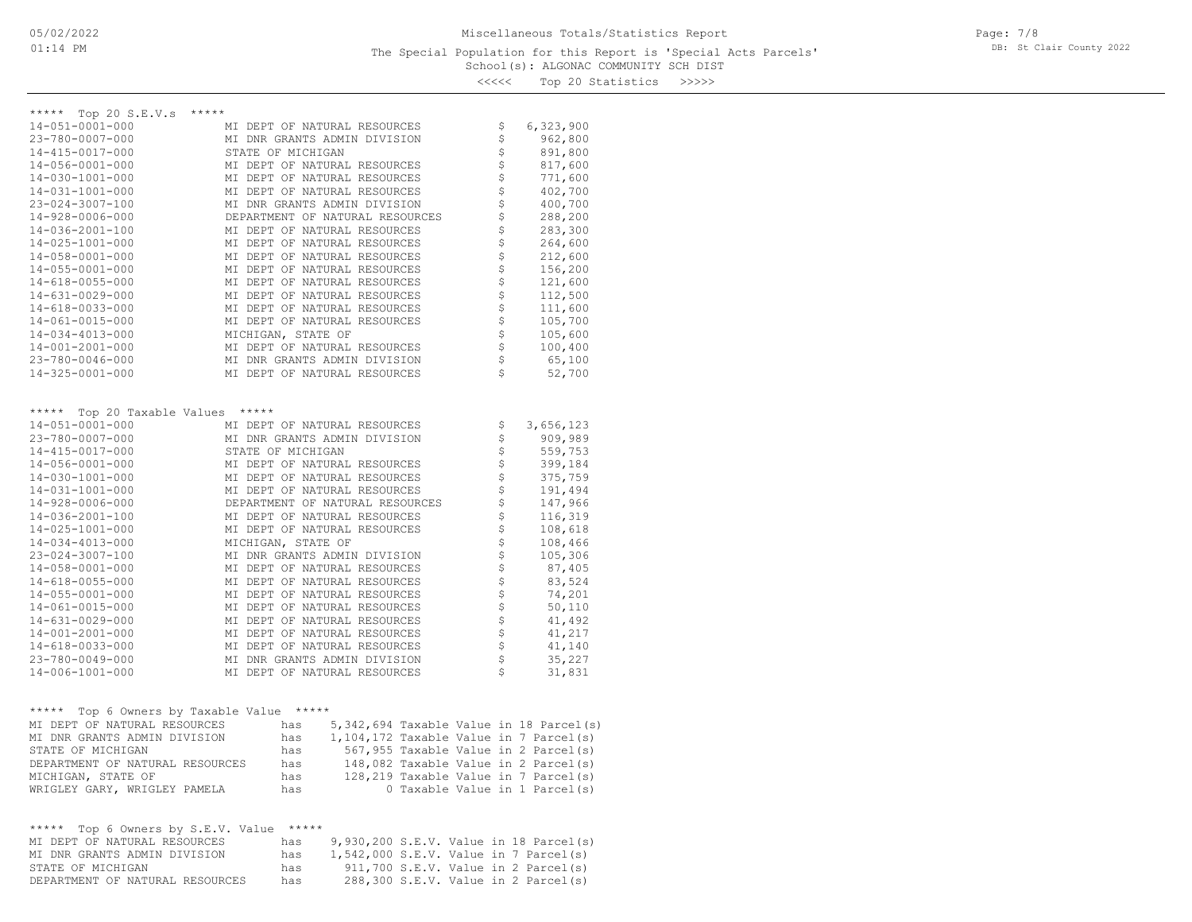# Miscellaneous Totals/Statistics Report

The Special Population for this Report is 'Special Acts Parcels'

School(s): ALGONAC COMMUNITY SCH DIST

<<<<< Top 20 Statistics >>>>>

## ***** Top 20 S.E.V.s *****

| Parcel | Owner | S.E.V. |
|---|---|---|
| 14-051-0001-000 | MI DEPT OF NATURAL RESOURCES | $ 6,323,900 |
| 23-780-0007-000 | MI DNR GRANTS ADMIN DIVISION | $ 962,800 |
| 14-415-0017-000 | STATE OF MICHIGAN | $ 891,800 |
| 14-056-0001-000 | MI DEPT OF NATURAL RESOURCES | $ 817,600 |
| 14-030-1001-000 | MI DEPT OF NATURAL RESOURCES | $ 771,600 |
| 14-031-1001-000 | MI DEPT OF NATURAL RESOURCES | $ 402,700 |
| 23-024-3007-100 | MI DNR GRANTS ADMIN DIVISION | $ 400,700 |
| 14-928-0006-000 | DEPARTMENT OF NATURAL RESOURCES | $ 288,200 |
| 14-036-2001-100 | MI DEPT OF NATURAL RESOURCES | $ 283,300 |
| 14-025-1001-000 | MI DEPT OF NATURAL RESOURCES | $ 264,600 |
| 14-058-0001-000 | MI DEPT OF NATURAL RESOURCES | $ 212,600 |
| 14-055-0001-000 | MI DEPT OF NATURAL RESOURCES | $ 156,200 |
| 14-618-0055-000 | MI DEPT OF NATURAL RESOURCES | $ 121,600 |
| 14-631-0029-000 | MI DEPT OF NATURAL RESOURCES | $ 112,500 |
| 14-618-0033-000 | MI DEPT OF NATURAL RESOURCES | $ 111,600 |
| 14-061-0015-000 | MI DEPT OF NATURAL RESOURCES | $ 105,700 |
| 14-034-4013-000 | MICHIGAN, STATE OF | $ 105,600 |
| 14-001-2001-000 | MI DEPT OF NATURAL RESOURCES | $ 100,400 |
| 23-780-0046-000 | MI DNR GRANTS ADMIN DIVISION | $ 65,100 |
| 14-325-0001-000 | MI DEPT OF NATURAL RESOURCES | $ 52,700 |

## ***** Top 20 Taxable Values *****

| Parcel | Owner | Taxable Value |
|---|---|---|
| 14-051-0001-000 | MI DEPT OF NATURAL RESOURCES | $ 3,656,123 |
| 23-780-0007-000 | MI DNR GRANTS ADMIN DIVISION | $ 909,989 |
| 14-415-0017-000 | STATE OF MICHIGAN | $ 559,753 |
| 14-056-0001-000 | MI DEPT OF NATURAL RESOURCES | $ 399,184 |
| 14-030-1001-000 | MI DEPT OF NATURAL RESOURCES | $ 375,759 |
| 14-031-1001-000 | MI DEPT OF NATURAL RESOURCES | $ 191,494 |
| 14-928-0006-000 | DEPARTMENT OF NATURAL RESOURCES | $ 147,966 |
| 14-036-2001-100 | MI DEPT OF NATURAL RESOURCES | $ 116,319 |
| 14-025-1001-000 | MI DEPT OF NATURAL RESOURCES | $ 108,618 |
| 14-034-4013-000 | MICHIGAN, STATE OF | $ 108,466 |
| 23-024-3007-100 | MI DNR GRANTS ADMIN DIVISION | $ 105,306 |
| 14-058-0001-000 | MI DEPT OF NATURAL RESOURCES | $ 87,405 |
| 14-618-0055-000 | MI DEPT OF NATURAL RESOURCES | $ 83,524 |
| 14-055-0001-000 | MI DEPT OF NATURAL RESOURCES | $ 74,201 |
| 14-061-0015-000 | MI DEPT OF NATURAL RESOURCES | $ 50,110 |
| 14-631-0029-000 | MI DEPT OF NATURAL RESOURCES | $ 41,492 |
| 14-001-2001-000 | MI DEPT OF NATURAL RESOURCES | $ 41,217 |
| 14-618-0033-000 | MI DEPT OF NATURAL RESOURCES | $ 41,140 |
| 23-780-0049-000 | MI DNR GRANTS ADMIN DIVISION | $ 35,227 |
| 14-006-1001-000 | MI DEPT OF NATURAL RESOURCES | $ 31,831 |

## ***** Top 6 Owners by Taxable Value *****

| Owner | | Taxable Value | Parcel(s) |
|---|---|---|---|
| MI DEPT OF NATURAL RESOURCES | has | 5,342,694 Taxable Value | in 18 Parcel(s) |
| MI DNR GRANTS ADMIN DIVISION | has | 1,104,172 Taxable Value | in 7 Parcel(s) |
| STATE OF MICHIGAN | has | 567,955 Taxable Value | in 2 Parcel(s) |
| DEPARTMENT OF NATURAL RESOURCES | has | 148,082 Taxable Value | in 2 Parcel(s) |
| MICHIGAN, STATE OF | has | 128,219 Taxable Value | in 7 Parcel(s) |
| WRIGLEY GARY, WRIGLEY PAMELA | has | 0 Taxable Value | in 1 Parcel(s) |

## ***** Top 6 Owners by S.E.V. Value *****

| Owner | | S.E.V. Value | Parcel(s) |
|---|---|---|---|
| MI DEPT OF NATURAL RESOURCES | has | 9,930,200 S.E.V. Value | in 18 Parcel(s) |
| MI DNR GRANTS ADMIN DIVISION | has | 1,542,000 S.E.V. Value | in 7 Parcel(s) |
| STATE OF MICHIGAN | has | 911,700 S.E.V. Value | in 2 Parcel(s) |
| DEPARTMENT OF NATURAL RESOURCES | has | 288,300 S.E.V. Value | in 2 Parcel(s) |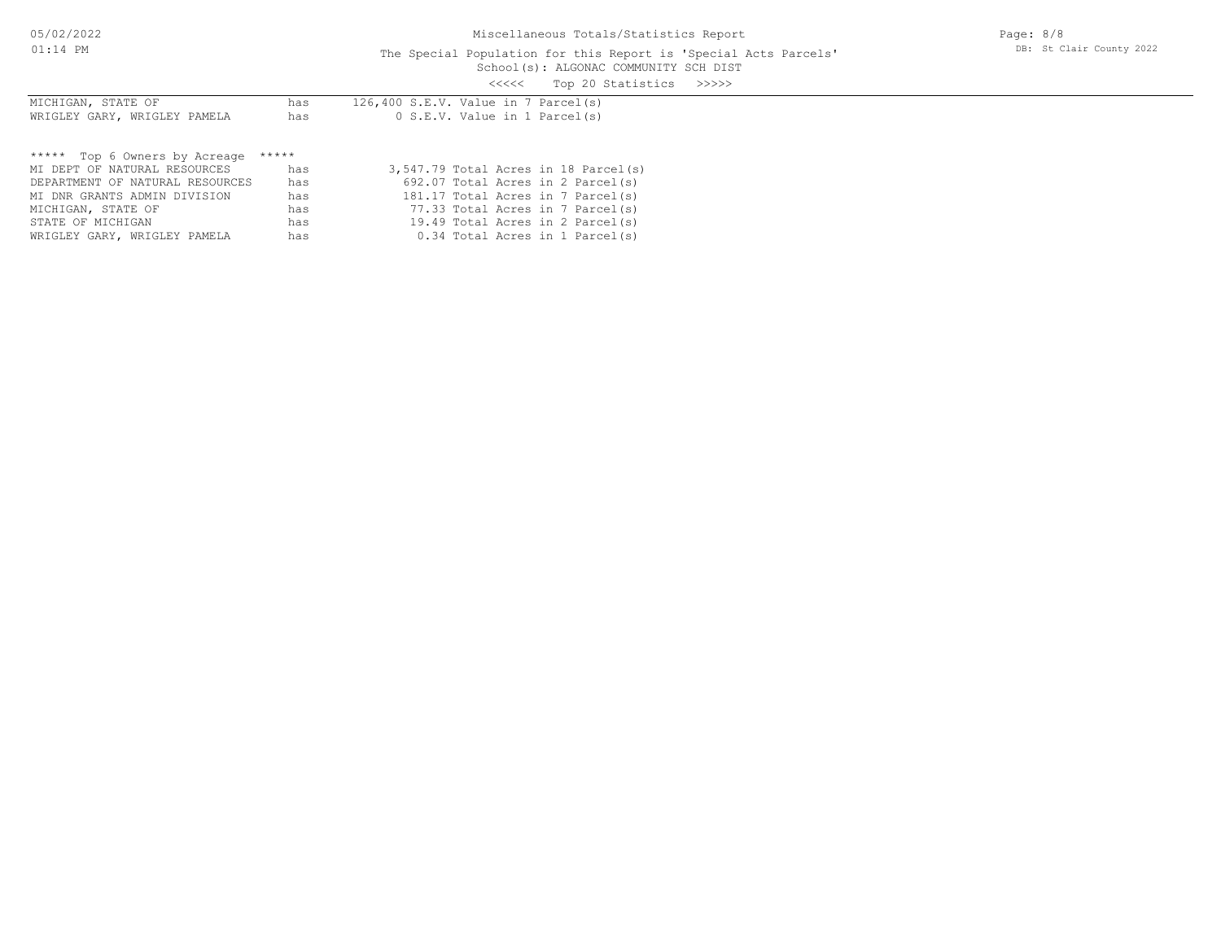Miscellaneous Totals/Statistics Report

The Special Population for this Report is 'Special Acts Parcels'

School(s): ALGONAC COMMUNITY SCH DIST

<<<<< Top 20 Statistics >>>>>

| | | |
|---|---|---|
| MICHIGAN, STATE OF | has | 126,400 S.E.V. Value in 7 Parcel(s) |
| WRIGLEY GARY, WRIGLEY PAMELA | has | 0 S.E.V. Value in 1 Parcel(s) |

***** Top 6 Owners by Acreage *****

| | | |
|---|---|---|
| MI DEPT OF NATURAL RESOURCES | has | 3,547.79 Total Acres in 18 Parcel(s) |
| DEPARTMENT OF NATURAL RESOURCES | has | 692.07 Total Acres in 2 Parcel(s) |
| MI DNR GRANTS ADMIN DIVISION | has | 181.17 Total Acres in 7 Parcel(s) |
| MICHIGAN, STATE OF | has | 77.33 Total Acres in 7 Parcel(s) |
| STATE OF MICHIGAN | has | 19.49 Total Acres in 2 Parcel(s) |
| WRIGLEY GARY, WRIGLEY PAMELA | has | 0.34 Total Acres in 1 Parcel(s) |